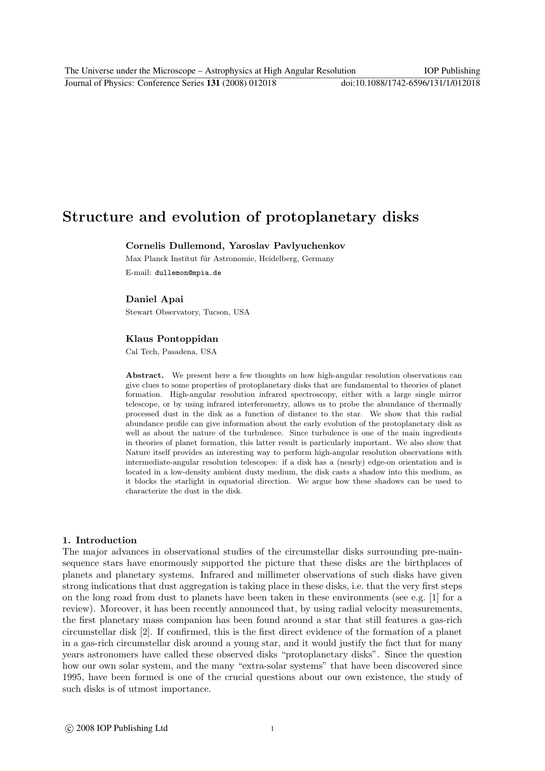# Structure and evolution of protoplanetary disks

**Cornelis Dullemond, Yaroslav Pavlyuchenkov**

Max Planck Institut für Astronomie, Heidelberg, Germany

E-mail: dullemon@mpia.de

**Daniel Apai**

Stewart Observatory, Tucson, USA

**Klaus Pontoppidan**

Cal Tech, Pasadena, USA

**Abstract.** We present here a few thoughts on how high-angular resolution observations can give clues to some properties of protoplanetary disks that are fundamental to theories of planet formation. High-angular resolution infrared spectroscopy, either with a large single mirror telescope, or by using infrared interferometry, allows us to probe the abundance of thermally processed dust in the disk as a function of distance to the star. We show that this radial abundance profile can give information about the early evolution of the protoplanetary disk as well as about the nature of the turbulence. Since turbulence is one of the main ingredients in theories of planet formation, this latter result is particularly important. We also show that Nature itself provides an interesting way to perform high-angular resolution observations with intermediate-angular resolution telescopes: if a disk has a (nearly) edge-on orientation and is located in a low-density ambient dusty medium, the disk casts a shadow into this medium, as it blocks the starlight in equatorial direction. We argue how these shadows can be used to characterize the dust in the disk.

## 1. Introduction

The major advances in observational studies of the circumstellar disks surrounding pre-main-sequence stars have enormously supported the picture that these disks are the birthplaces of planets and planetary systems. Infrared and millimeter observations of such disks have given strong indications that dust aggregation is taking place in these disks, i.e. that the very first steps on the long road from dust to planets have been taken in these environments (see e.g. [1] for a review). Moreover, it has been recently announced that, by using radial velocity measurements, the first planetary mass companion has been found around a star that still features a gas-rich circumstellar disk [2]. If confirmed, this is the first direct evidence of the formation of a planet in a gas-rich circumstellar disk around a young star, and it would justify the fact that for many years astronomers have called these observed disks "protoplanetary disks". Since the question how our own solar system, and the many "extra-solar systems" that have been discovered since 1995, have been formed is one of the crucial questions about our own existence, the study of such disks is of utmost importance.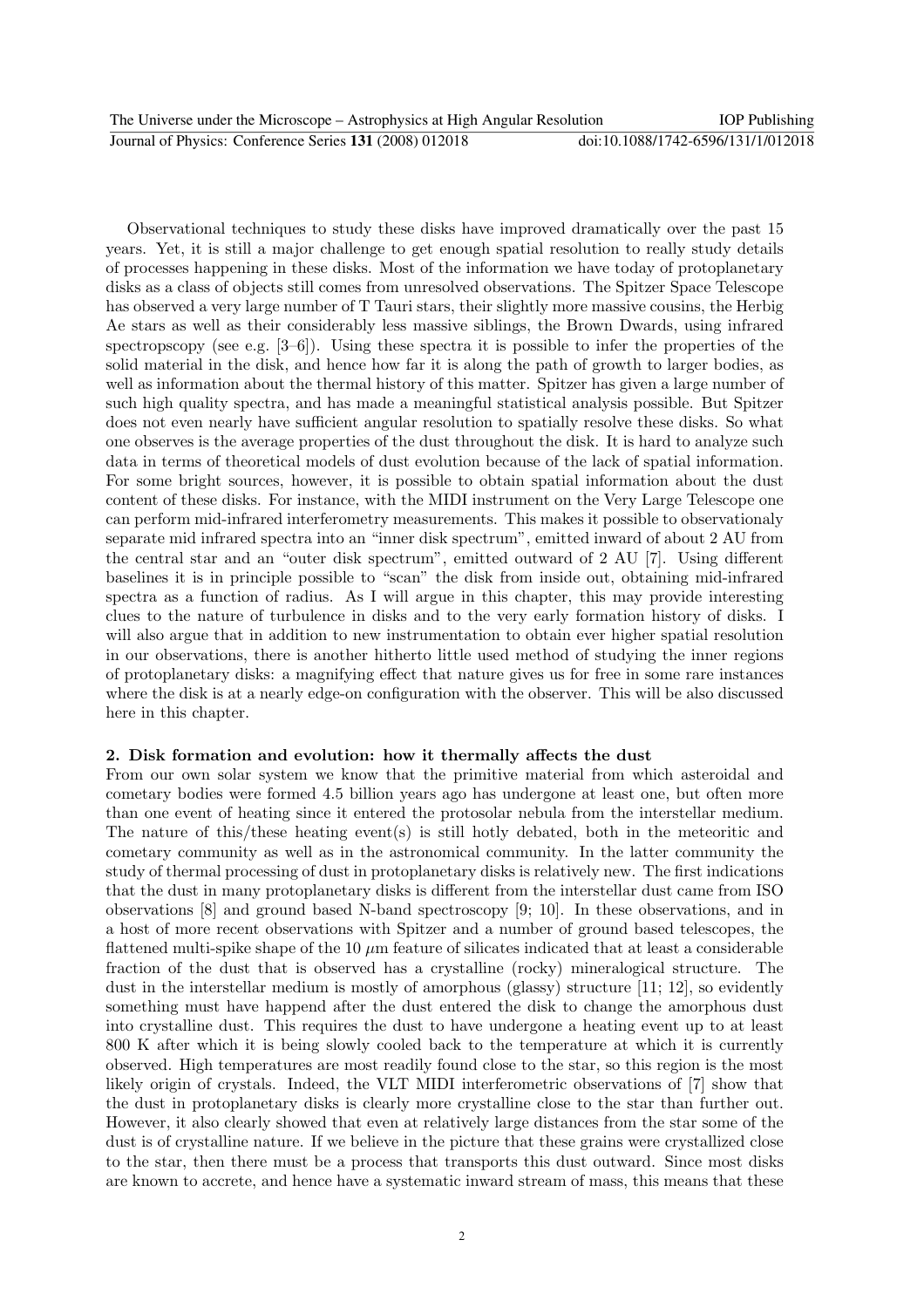Observational techniques to study these disks have improved dramatically over the past 15 years. Yet, it is still a major challenge to get enough spatial resolution to really study details of processes happening in these disks. Most of the information we have today of protoplanetary disks as a class of objects still comes from unresolved observations. The Spitzer Space Telescope has observed a very large number of T Tauri stars, their slightly more massive cousins, the Herbig Ae stars as well as their considerably less massive siblings, the Brown Dwards, using infrared spectropscopy (see e.g. [3–6]). Using these spectra it is possible to infer the properties of the solid material in the disk, and hence how far it is along the path of growth to larger bodies, as well as information about the thermal history of this matter. Spitzer has given a large number of such high quality spectra, and has made a meaningful statistical analysis possible. But Spitzer does not even nearly have sufficient angular resolution to spatially resolve these disks. So what one observes is the average properties of the dust throughout the disk. It is hard to analyze such data in terms of theoretical models of dust evolution because of the lack of spatial information. For some bright sources, however, it is possible to obtain spatial information about the dust content of these disks. For instance, with the MIDI instrument on the Very Large Telescope one can perform mid-infrared interferometry measurements. This makes it possible to observationaly separate mid infrared spectra into an "inner disk spectrum", emitted inward of about 2 AU from the central star and an "outer disk spectrum", emitted outward of 2 AU [7]. Using different baselines it is in principle possible to "scan" the disk from inside out, obtaining mid-infrared spectra as a function of radius. As I will argue in this chapter, this may provide interesting clues to the nature of turbulence in disks and to the very early formation history of disks. I will also argue that in addition to new instrumentation to obtain ever higher spatial resolution in our observations, there is another hitherto little used method of studying the inner regions of protoplanetary disks: a magnifying effect that nature gives us for free in some rare instances where the disk is at a nearly edge-on configuration with the observer. This will be also discussed here in this chapter.

## 2. Disk formation and evolution: how it thermally affects the dust

From our own solar system we know that the primitive material from which asteroidal and cometary bodies were formed 4.5 billion years ago has undergone at least one, but often more than one event of heating since it entered the protosolar nebula from the interstellar medium. The nature of this/these heating event(s) is still hotly debated, both in the meteoritic and cometary community as well as in the astronomical community. In the latter community the study of thermal processing of dust in protoplanetary disks is relatively new. The first indications that the dust in many protoplanetary disks is different from the interstellar dust came from ISO observations [8] and ground based N-band spectroscopy [9; 10]. In these observations, and in a host of more recent observations with Spitzer and a number of ground based telescopes, the flattened multi-spike shape of the 10 $\mu$m feature of silicates indicated that at least a considerable fraction of the dust that is observed has a crystalline (rocky) mineralogical structure. The dust in the interstellar medium is mostly of amorphous (glassy) structure [11; 12], so evidently something must have happend after the dust entered the disk to change the amorphous dust into crystalline dust. This requires the dust to have undergone a heating event up to at least 800 K after which it is being slowly cooled back to the temperature at which it is currently observed. High temperatures are most readily found close to the star, so this region is the most likely origin of crystals. Indeed, the VLT MIDI interferometric observations of [7] show that the dust in protoplanetary disks is clearly more crystalline close to the star than further out. However, it also clearly showed that even at relatively large distances from the star some of the dust is of crystalline nature. If we believe in the picture that these grains were crystallized close to the star, then there must be a process that transports this dust outward. Since most disks are known to accrete, and hence have a systematic inward stream of mass, this means that these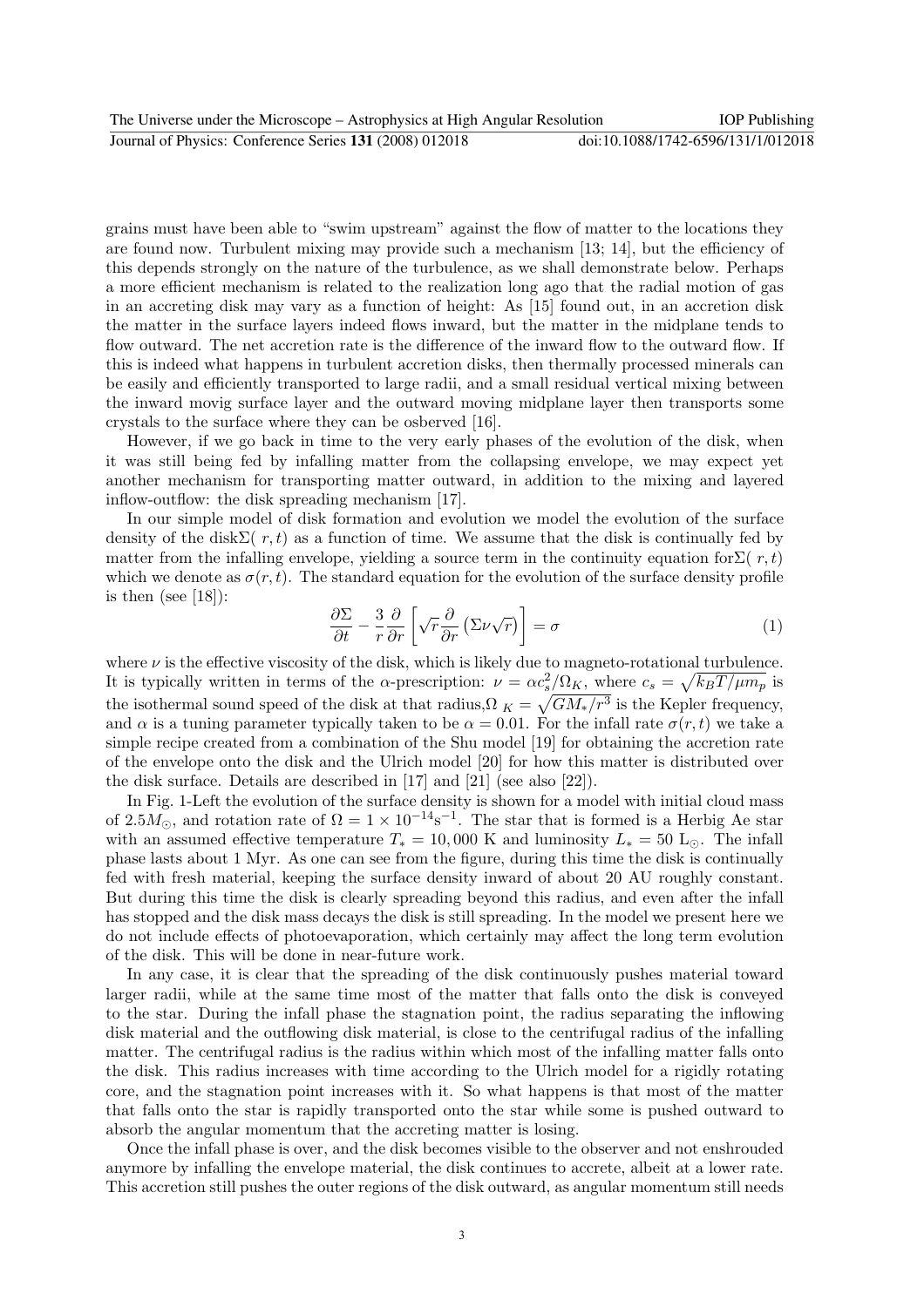grains must have been able to "swim upstream" against the flow of matter to the locations they are found now. Turbulent mixing may provide such a mechanism [13; 14], but the efficiency of this depends strongly on the nature of the turbulence, as we shall demonstrate below. Perhaps a more efficient mechanism is related to the realization long ago that the radial motion of gas in an accreting disk may vary as a function of height: As [15] found out, in an accretion disk the matter in the surface layers indeed flows inward, but the matter in the midplane tends to flow outward. The net accretion rate is the difference of the inward flow to the outward flow. If this is indeed what happens in turbulent accretion disks, then thermally processed minerals can be easily and efficiently transported to large radii, and a small residual vertical mixing between the inward movig surface layer and the outward moving midplane layer then transports some crystals to the surface where they can be osberved [16].

However, if we go back in time to the very early phases of the evolution of the disk, when it was still being fed by infalling matter from the collapsing envelope, we may expect yet another mechanism for transporting matter outward, in addition to the mixing and layered inflow-outflow: the disk spreading mechanism [17].

In our simple model of disk formation and evolution we model the evolution of the surface density of the disk $\Sigma(r,t)$ as a function of time. We assume that the disk is continually fed by matter from the infalling envelope, yielding a source term in the continuity equation for $\Sigma(r,t)$ which we denote as $\sigma(r,t)$. The standard equation for the evolution of the surface density profile is then (see [18]):

$$\frac{\partial \Sigma}{\partial t} - \frac{3}{r}\frac{\partial}{\partial r}\left[\sqrt{r}\frac{\partial}{\partial r}\left(\Sigma\nu\sqrt{r}\right)\right] = \sigma \tag{1}$$

where $\nu$ is the effective viscosity of the disk, which is likely due to magneto-rotational turbulence. It is typically written in terms of the $\alpha$-prescription: $\nu = \alpha c_s^2/\Omega_K$, where $c_s = \sqrt{k_B T/\mu m_p}$ is the isothermal sound speed of the disk at that radius, $\Omega_K = \sqrt{GM_*/r^3}$ is the Kepler frequency, and $\alpha$ is a tuning parameter typically taken to be $\alpha = 0.01$. For the infall rate $\sigma(r,t)$ we take a simple recipe created from a combination of the Shu model [19] for obtaining the accretion rate of the envelope onto the disk and the Ulrich model [20] for how this matter is distributed over the disk surface. Details are described in [17] and [21] (see also [22]).

In Fig. 1-Left the evolution of the surface density is shown for a model with initial cloud mass of $2.5M_\odot$, and rotation rate of $\Omega = 1 \times 10^{-14}\mathrm{s}^{-1}$. The star that is formed is a Herbig Ae star with an assumed effective temperature $T_* = 10,000$ K and luminosity $L_* = 50$ $\mathrm{L}_\odot$. The infall phase lasts about 1 Myr. As one can see from the figure, during this time the disk is continually fed with fresh material, keeping the surface density inward of about 20 AU roughly constant. But during this time the disk is clearly spreading beyond this radius, and even after the infall has stopped and the disk mass decays the disk is still spreading. In the model we present here we do not include effects of photoevaporation, which certainly may affect the long term evolution of the disk. This will be done in near-future work.

In any case, it is clear that the spreading of the disk continuously pushes material toward larger radii, while at the same time most of the matter that falls onto the disk is conveyed to the star. During the infall phase the stagnation point, the radius separating the inflowing disk material and the outflowing disk material, is close to the centrifugal radius of the infalling matter. The centrifugal radius is the radius within which most of the infalling matter falls onto the disk. This radius increases with time according to the Ulrich model for a rigidly rotating core, and the stagnation point increases with it. So what happens is that most of the matter that falls onto the star is rapidly transported onto the star while some is pushed outward to absorb the angular momentum that the accreting matter is losing.

Once the infall phase is over, and the disk becomes visible to the observer and not enshrouded anymore by infalling the envelope material, the disk continues to accrete, albeit at a lower rate. This accretion still pushes the outer regions of the disk outward, as angular momentum still needs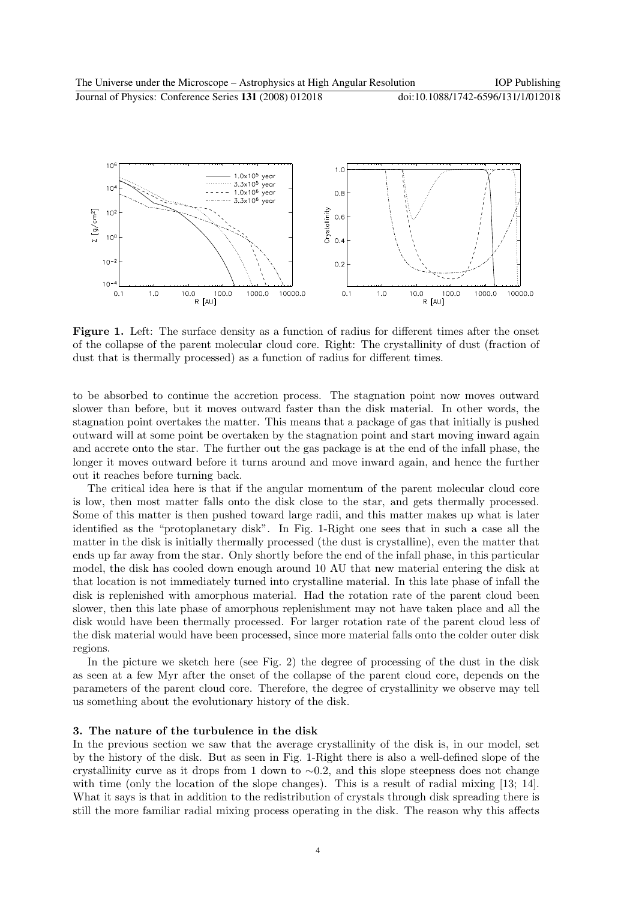**Figure 1.** Left: The surface density as a function of radius for different times after the onset of the collapse of the parent molecular cloud core. Right: The crystallinity of dust (fraction of dust that is thermally processed) as a function of radius for different times.

to be absorbed to continue the accretion process. The stagnation point now moves outward slower than before, but it moves outward faster than the disk material. In other words, the stagnation point overtakes the matter. This means that a package of gas that initially is pushed outward will at some point be overtaken by the stagnation point and start moving inward again and accrete onto the star. The further out the gas package is at the end of the infall phase, the longer it moves outward before it turns around and move inward again, and hence the further out it reaches before turning back.

The critical idea here is that if the angular momentum of the parent molecular cloud core is low, then most matter falls onto the disk close to the star, and gets thermally processed. Some of this matter is then pushed toward large radii, and this matter makes up what is later identified as the "protoplanetary disk". In Fig. 1-Right one sees that in such a case all the matter in the disk is initially thermally processed (the dust is crystalline), even the matter that ends up far away from the star. Only shortly before the end of the infall phase, in this particular model, the disk has cooled down enough around 10 AU that new material entering the disk at that location is not immediately turned into crystalline material. In this late phase of infall the disk is replenished with amorphous material. Had the rotation rate of the parent cloud been slower, then this late phase of amorphous replenishment may not have taken place and all the disk would have been thermally processed. For larger rotation rate of the parent cloud less of the disk material would have been processed, since more material falls onto the colder outer disk regions.

In the picture we sketch here (see Fig. 2) the degree of processing of the dust in the disk as seen at a few Myr after the onset of the collapse of the parent cloud core, depends on the parameters of the parent cloud core. Therefore, the degree of crystallinity we observe may tell us something about the evolutionary history of the disk.

## 3. The nature of the turbulence in the disk

In the previous section we saw that the average crystallinity of the disk is, in our model, set by the history of the disk. But as seen in Fig. 1-Right there is also a well-defined slope of the crystallinity curve as it drops from 1 down to $\sim$0.2, and this slope steepness does not change with time (only the location of the slope changes). This is a result of radial mixing [13; 14]. What it says is that in addition to the redistribution of crystals through disk spreading there is still the more familiar radial mixing process operating in the disk. The reason why this affects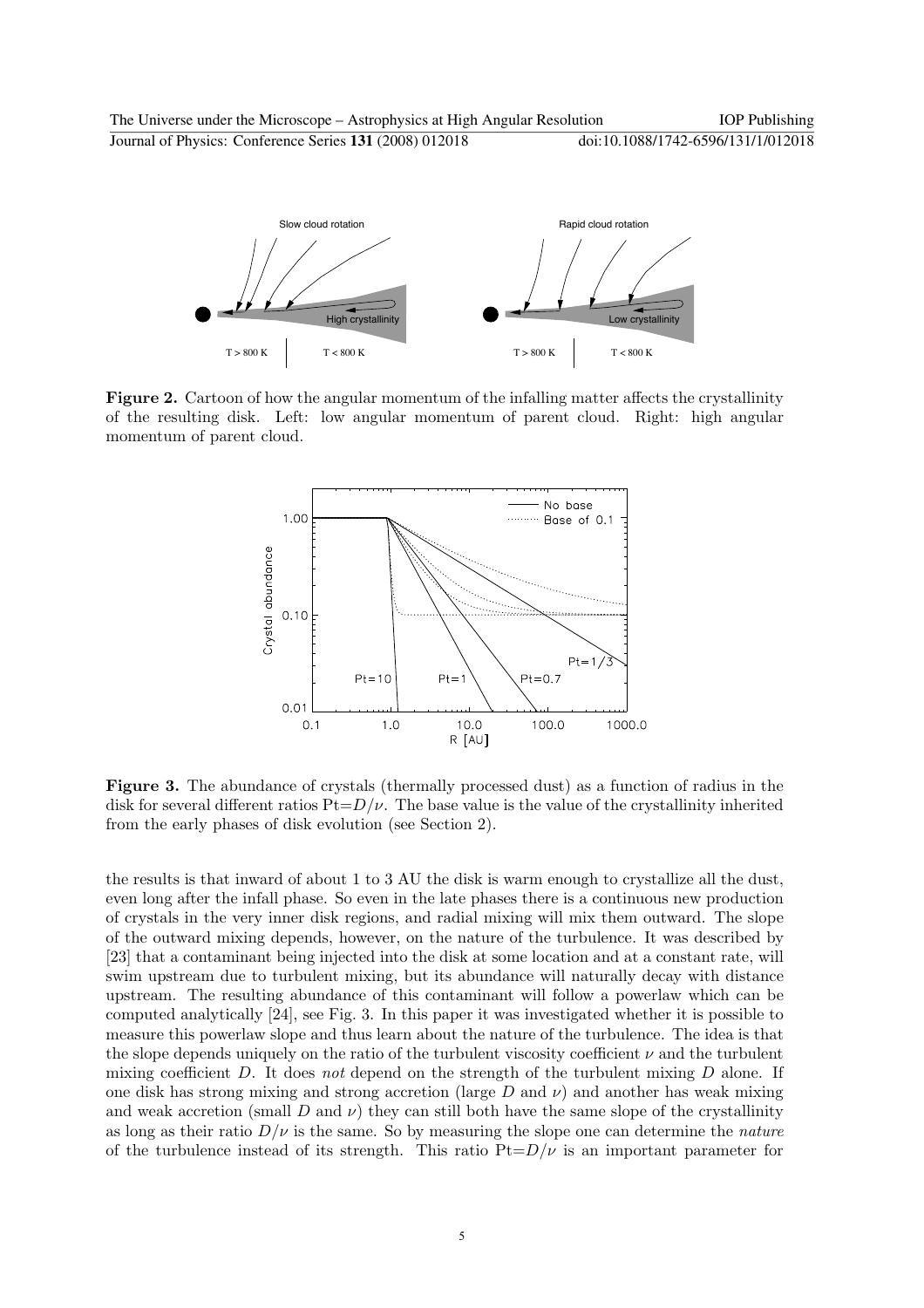**Figure 2.** Cartoon of how the angular momentum of the infalling matter affects the crystallinity of the resulting disk. Left: low angular momentum of parent cloud. Right: high angular momentum of parent cloud.

**Figure 3.** The abundance of crystals (thermally processed dust) as a function of radius in the disk for several different ratios Pt=$D/\nu$. The base value is the value of the crystallinity inherited from the early phases of disk evolution (see Section 2).

the results is that inward of about 1 to 3 AU the disk is warm enough to crystallize all the dust, even long after the infall phase. So even in the late phases there is a continuous new production of crystals in the very inner disk regions, and radial mixing will mix them outward. The slope of the outward mixing depends, however, on the nature of the turbulence. It was described by [23] that a contaminant being injected into the disk at some location and at a constant rate, will swim upstream due to turbulent mixing, but its abundance will naturally decay with distance upstream. The resulting abundance of this contaminant will follow a powerlaw which can be computed analytically [24], see Fig. 3. In this paper it was investigated whether it is possible to measure this powerlaw slope and thus learn about the nature of the turbulence. The idea is that the slope depends uniquely on the ratio of the turbulent viscosity coefficient $\nu$ and the turbulent mixing coefficient $D$. It does *not* depend on the strength of the turbulent mixing $D$ alone. If one disk has strong mixing and strong accretion (large $D$ and $\nu$) and another has weak mixing and weak accretion (small $D$ and $\nu$) they can still both have the same slope of the crystallinity as long as their ratio $D/\nu$ is the same. So by measuring the slope one can determine the *nature* of the turbulence instead of its strength. This ratio Pt=$D/\nu$ is an important parameter for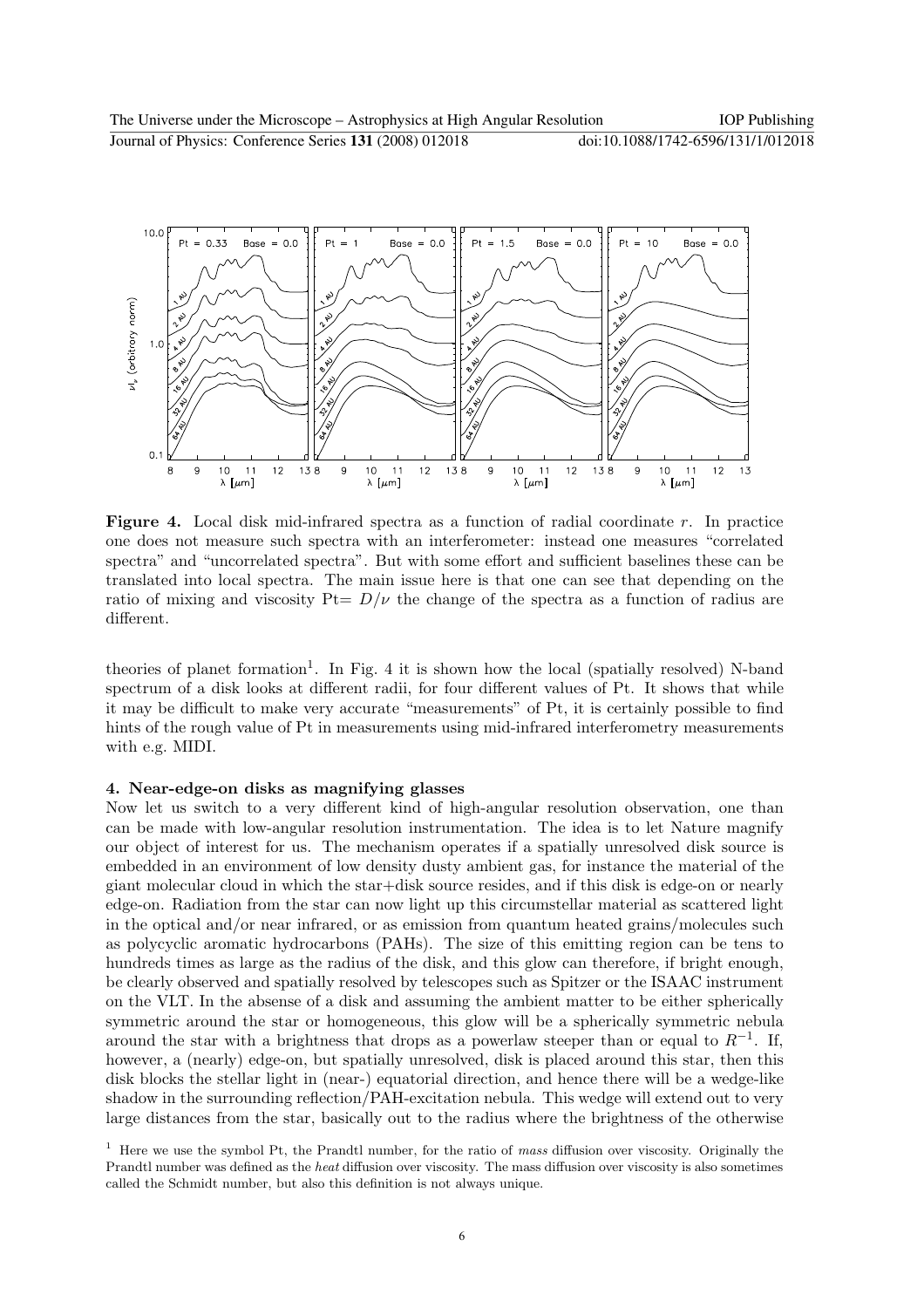**Figure 4.** Local disk mid-infrared spectra as a function of radial coordinate $r$. In practice one does not measure such spectra with an interferometer: instead one measures "correlated spectra" and "uncorrelated spectra". But with some effort and sufficient baselines these can be translated into local spectra. The main issue here is that one can see that depending on the ratio of mixing and viscosity Pt= $D/\nu$ the change of the spectra as a function of radius are different.

theories of planet formation[1]. In Fig. 4 it is shown how the local (spatially resolved) N-band spectrum of a disk looks at different radii, for four different values of Pt. It shows that while it may be difficult to make very accurate "measurements" of Pt, it is certainly possible to find hints of the rough value of Pt in measurements using mid-infrared interferometry measurements with e.g. MIDI.

## 4. Near-edge-on disks as magnifying glasses

Now let us switch to a very different kind of high-angular resolution observation, one than can be made with low-angular resolution instrumentation. The idea is to let Nature magnify our object of interest for us. The mechanism operates if a spatially unresolved disk source is embedded in an environment of low density dusty ambient gas, for instance the material of the giant molecular cloud in which the star+disk source resides, and if this disk is edge-on or nearly edge-on. Radiation from the star can now light up this circumstellar material as scattered light in the optical and/or near infrared, or as emission from quantum heated grains/molecules such as polycyclic aromatic hydrocarbons (PAHs). The size of this emitting region can be tens to hundreds times as large as the radius of the disk, and this glow can therefore, if bright enough, be clearly observed and spatially resolved by telescopes such as Spitzer or the ISAAC instrument on the VLT. In the absense of a disk and assuming the ambient matter to be either spherically symmetric around the star or homogeneous, this glow will be a spherically symmetric nebula around the star with a brightness that drops as a powerlaw steeper than or equal to $R^{-1}$. If, however, a (nearly) edge-on, but spatially unresolved, disk is placed around this star, then this disk blocks the stellar light in (near-) equatorial direction, and hence there will be a wedge-like shadow in the surrounding reflection/PAH-excitation nebula. This wedge will extend out to very large distances from the star, basically out to the radius where the brightness of the otherwise

[1] Here we use the symbol Pt, the Prandtl number, for the ratio of *mass* diffusion over viscosity. Originally the Prandtl number was defined as the *heat* diffusion over viscosity. The mass diffusion over viscosity is also sometimes called the Schmidt number, but also this definition is not always unique.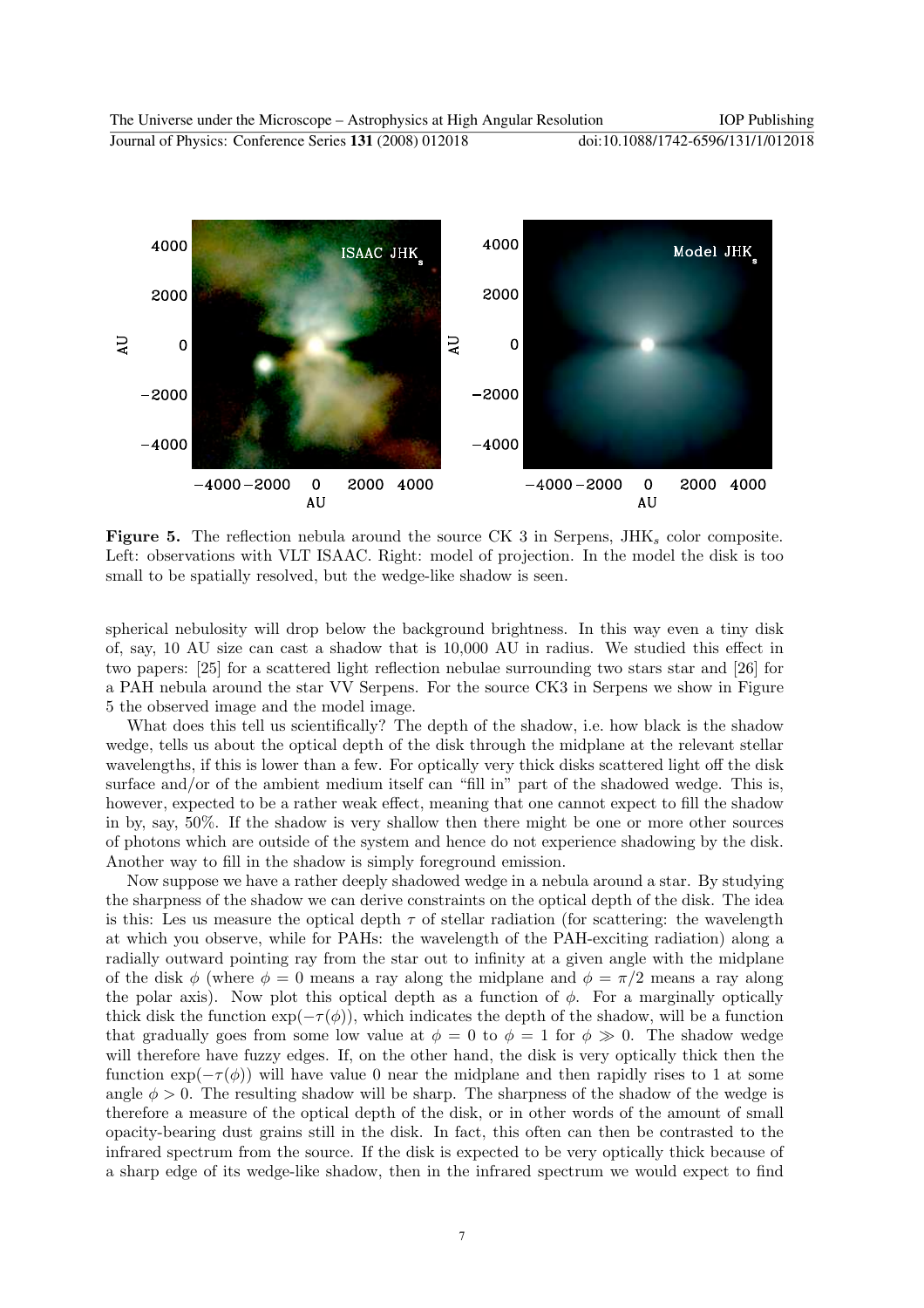**Figure 5.** The reflection nebula around the source CK 3 in Serpens, $JHK_s$ color composite. Left: observations with VLT ISAAC. Right: model of projection. In the model the disk is too small to be spatially resolved, but the wedge-like shadow is seen.

spherical nebulosity will drop below the background brightness. In this way even a tiny disk of, say, 10 AU size can cast a shadow that is 10,000 AU in radius. We studied this effect in two papers: [25] for a scattered light reflection nebulae surrounding two stars star and [26] for a PAH nebula around the star VV Serpens. For the source CK3 in Serpens we show in Figure 5 the observed image and the model image.

What does this tell us scientifically? The depth of the shadow, i.e. how black is the shadow wedge, tells us about the optical depth of the disk through the midplane at the relevant stellar wavelengths, if this is lower than a few. For optically very thick disks scattered light off the disk surface and/or of the ambient medium itself can "fill in" part of the shadowed wedge. This is, however, expected to be a rather weak effect, meaning that one cannot expect to fill the shadow in by, say, 50%. If the shadow is very shallow then there might be one or more other sources of photons which are outside of the system and hence do not experience shadowing by the disk. Another way to fill in the shadow is simply foreground emission.

Now suppose we have a rather deeply shadowed wedge in a nebula around a star. By studying the sharpness of the shadow we can derive constraints on the optical depth of the disk. The idea is this: Les us measure the optical depth $\tau$ of stellar radiation (for scattering: the wavelength at which you observe, while for PAHs: the wavelength of the PAH-exciting radiation) along a radially outward pointing ray from the star out to infinity at a given angle with the midplane of the disk $\phi$ (where $\phi = 0$ means a ray along the midplane and $\phi = \pi/2$ means a ray along the polar axis). Now plot this optical depth as a function of $\phi$. For a marginally optically thick disk the function $\exp(-\tau(\phi))$, which indicates the depth of the shadow, will be a function that gradually goes from some low value at $\phi = 0$ to $\phi = 1$ for $\phi \gg 0$. The shadow wedge will therefore have fuzzy edges. If, on the other hand, the disk is very optically thick then the function $\exp(-\tau(\phi))$ will have value 0 near the midplane and then rapidly rises to 1 at some angle $\phi > 0$. The resulting shadow will be sharp. The sharpness of the shadow of the wedge is therefore a measure of the optical depth of the disk, or in other words of the amount of small opacity-bearing dust grains still in the disk. In fact, this often can then be contrasted to the infrared spectrum from the source. If the disk is expected to be very optically thick because of a sharp edge of its wedge-like shadow, then in the infrared spectrum we would expect to find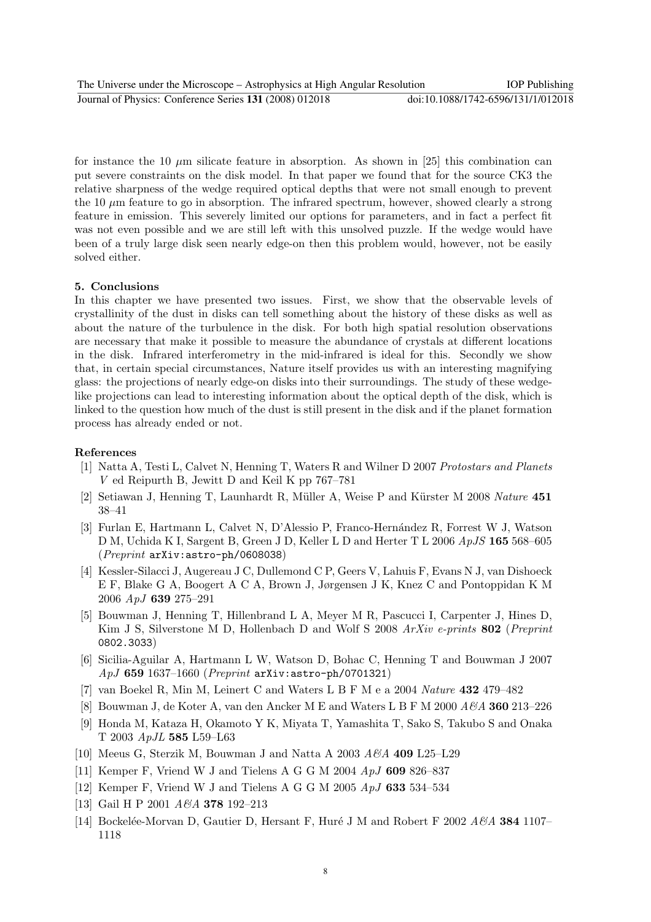for instance the 10 $\mu$m silicate feature in absorption. As shown in [25] this combination can put severe constraints on the disk model. In that paper we found that for the source CK3 the relative sharpness of the wedge required optical depths that were not small enough to prevent the 10 $\mu$m feature to go in absorption. The infrared spectrum, however, showed clearly a strong feature in emission. This severely limited our options for parameters, and in fact a perfect fit was not even possible and we are still left with this unsolved puzzle. If the wedge would have been of a truly large disk seen nearly edge-on then this problem would, however, not be easily solved either.

## 5. Conclusions

In this chapter we have presented two issues. First, we show that the observable levels of crystallinity of the dust in disks can tell something about the history of these disks as well as about the nature of the turbulence in the disk. For both high spatial resolution observations are necessary that make it possible to measure the abundance of crystals at different locations in the disk. Infrared interferometry in the mid-infrared is ideal for this. Secondly we show that, in certain special circumstances, Nature itself provides us with an interesting magnifying glass: the projections of nearly edge-on disks into their surroundings. The study of these wedge-like projections can lead to interesting information about the optical depth of the disk, which is linked to the question how much of the dust is still present in the disk and if the planet formation process has already ended or not.

## References

[1] Natta A, Testi L, Calvet N, Henning T, Waters R and Wilner D 2007 *Protostars and Planets V* ed Reipurth B, Jewitt D and Keil K pp 767–781

[2] Setiawan J, Henning T, Launhardt R, Müller A, Weise P and Kürster M 2008 *Nature* **451** 38–41

[3] Furlan E, Hartmann L, Calvet N, D'Alessio P, Franco-Hernández R, Forrest W J, Watson D M, Uchida K I, Sargent B, Green J D, Keller L D and Herter T L 2006 *ApJS* **165** 568–605 (*Preprint* `arXiv:astro-ph/0608038`)

[4] Kessler-Silacci J, Augereau J C, Dullemond C P, Geers V, Lahuis F, Evans N J, van Dishoeck E F, Blake G A, Boogert A C A, Brown J, Jørgensen J K, Knez C and Pontoppidan K M 2006 *ApJ* **639** 275–291

[5] Bouwman J, Henning T, Hillenbrand L A, Meyer M R, Pascucci I, Carpenter J, Hines D, Kim J S, Silverstone M D, Hollenbach D and Wolf S 2008 *ArXiv e-prints* **802** (*Preprint* `0802.3033`)

[6] Sicilia-Aguilar A, Hartmann L W, Watson D, Bohac C, Henning T and Bouwman J 2007 *ApJ* **659** 1637–1660 (*Preprint* `arXiv:astro-ph/0701321`)

[7] van Boekel R, Min M, Leinert C and Waters L B F M e a 2004 *Nature* **432** 479–482

[8] Bouwman J, de Koter A, van den Ancker M E and Waters L B F M 2000 *A&A* **360** 213–226

[9] Honda M, Kataza H, Okamoto Y K, Miyata T, Yamashita T, Sako S, Takubo S and Onaka T 2003 *ApJL* **585** L59–L63

[10] Meeus G, Sterzik M, Bouwman J and Natta A 2003 *A&A* **409** L25–L29

[11] Kemper F, Vriend W J and Tielens A G G M 2004 *ApJ* **609** 826–837

[12] Kemper F, Vriend W J and Tielens A G G M 2005 *ApJ* **633** 534–534

[13] Gail H P 2001 *A&A* **378** 192–213

[14] Bockelée-Morvan D, Gautier D, Hersant F, Huré J M and Robert F 2002 *A&A* **384** 1107–1118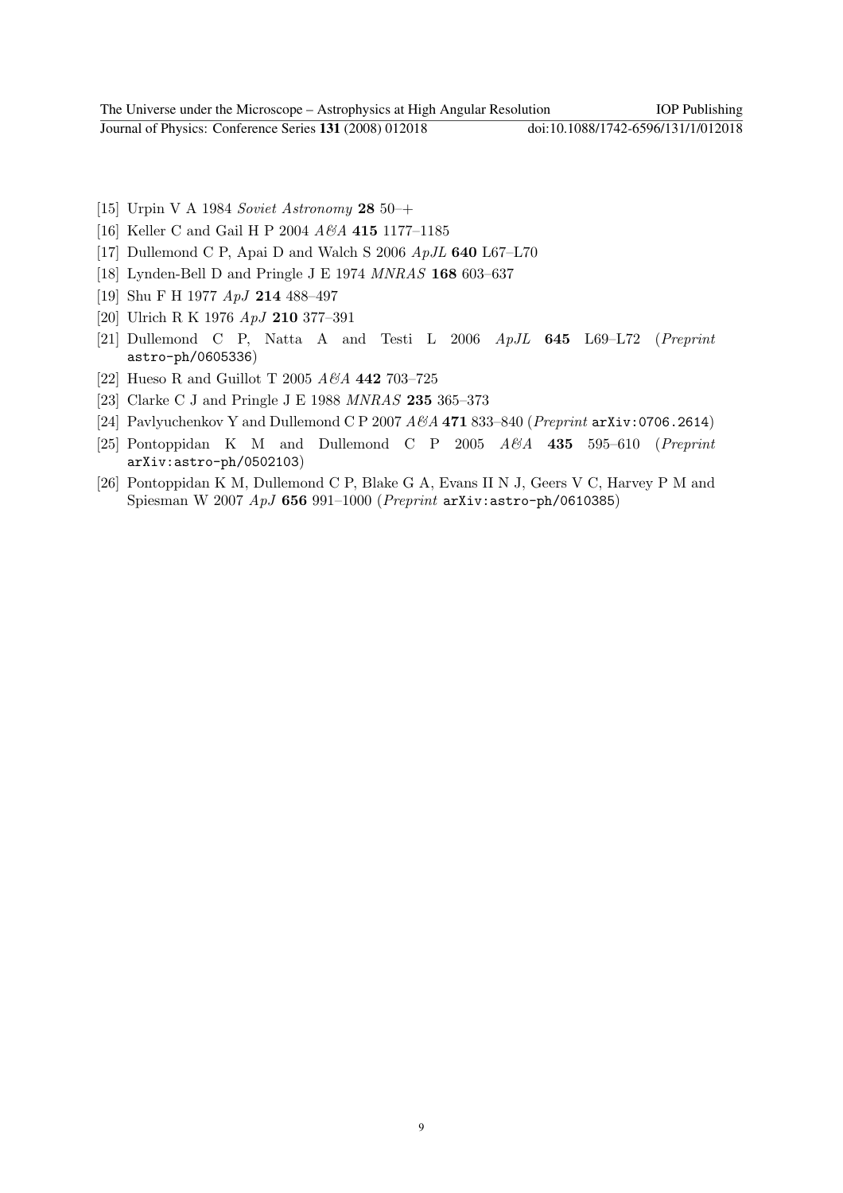[15] Urpin V A 1984 *Soviet Astronomy* **28** 50–+

[16] Keller C and Gail H P 2004 *A&A* **415** 1177–1185

[17] Dullemond C P, Apai D and Walch S 2006 *ApJL* **640** L67–L70

[18] Lynden-Bell D and Pringle J E 1974 *MNRAS* **168** 603–637

[19] Shu F H 1977 *ApJ* **214** 488–497

[20] Ulrich R K 1976 *ApJ* **210** 377–391

[21] Dullemond C P, Natta A and Testi L 2006 *ApJL* **645** L69–L72 (*Preprint* astro-ph/0605336)

[22] Hueso R and Guillot T 2005 *A&A* **442** 703–725

[23] Clarke C J and Pringle J E 1988 *MNRAS* **235** 365–373

[24] Pavlyuchenkov Y and Dullemond C P 2007 *A&A* **471** 833–840 (*Preprint* arXiv:0706.2614)

[25] Pontoppidan K M and Dullemond C P 2005 *A&A* **435** 595–610 (*Preprint* arXiv:astro-ph/0502103)

[26] Pontoppidan K M, Dullemond C P, Blake G A, Evans II N J, Geers V C, Harvey P M and Spiesman W 2007 *ApJ* **656** 991–1000 (*Preprint* arXiv:astro-ph/0610385)